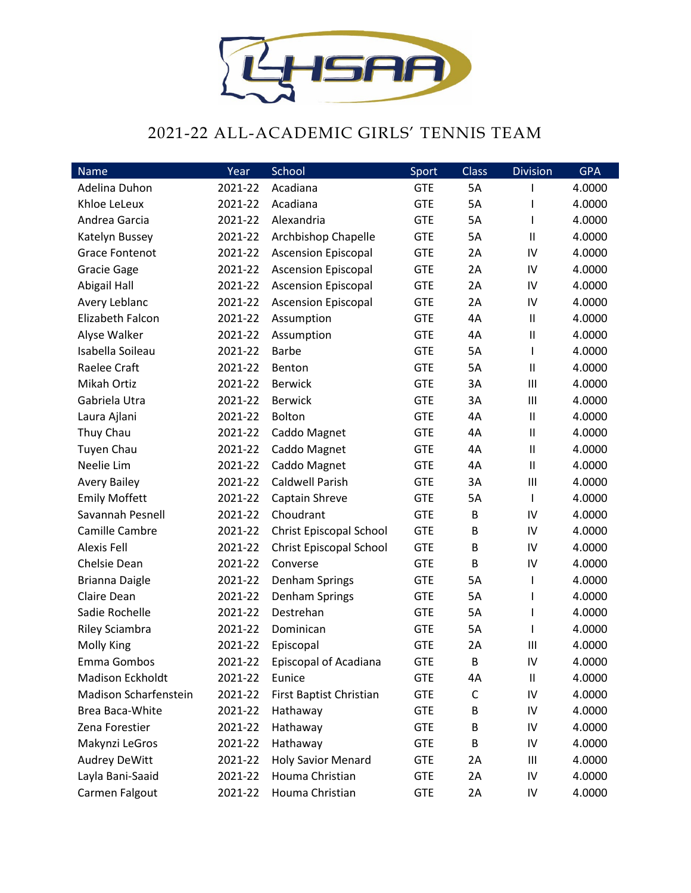# 2021-22 ALL-ACADEMIC GIRLS' TENNIS TEAM

| Name | Year | School | Sport | Class | Division | GPA |
|---|---|---|---|---|---|---|
| Adelina Duhon | 2021-22 | Acadiana | GTE | 5A | I | 4.0000 |
| Khloe LeLeux | 2021-22 | Acadiana | GTE | 5A | I | 4.0000 |
| Andrea Garcia | 2021-22 | Alexandria | GTE | 5A | I | 4.0000 |
| Katelyn Bussey | 2021-22 | Archbishop Chapelle | GTE | 5A | II | 4.0000 |
| Grace Fontenot | 2021-22 | Ascension Episcopal | GTE | 2A | IV | 4.0000 |
| Gracie Gage | 2021-22 | Ascension Episcopal | GTE | 2A | IV | 4.0000 |
| Abigail Hall | 2021-22 | Ascension Episcopal | GTE | 2A | IV | 4.0000 |
| Avery Leblanc | 2021-22 | Ascension Episcopal | GTE | 2A | IV | 4.0000 |
| Elizabeth Falcon | 2021-22 | Assumption | GTE | 4A | II | 4.0000 |
| Alyse Walker | 2021-22 | Assumption | GTE | 4A | II | 4.0000 |
| Isabella Soileau | 2021-22 | Barbe | GTE | 5A | I | 4.0000 |
| Raelee Craft | 2021-22 | Benton | GTE | 5A | II | 4.0000 |
| Mikah Ortiz | 2021-22 | Berwick | GTE | 3A | III | 4.0000 |
| Gabriela Utra | 2021-22 | Berwick | GTE | 3A | III | 4.0000 |
| Laura Ajlani | 2021-22 | Bolton | GTE | 4A | II | 4.0000 |
| Thuy Chau | 2021-22 | Caddo Magnet | GTE | 4A | II | 4.0000 |
| Tuyen Chau | 2021-22 | Caddo Magnet | GTE | 4A | II | 4.0000 |
| Neelie Lim | 2021-22 | Caddo Magnet | GTE | 4A | II | 4.0000 |
| Avery Bailey | 2021-22 | Caldwell Parish | GTE | 3A | III | 4.0000 |
| Emily Moffett | 2021-22 | Captain Shreve | GTE | 5A | I | 4.0000 |
| Savannah Pesnell | 2021-22 | Choudrant | GTE | B | IV | 4.0000 |
| Camille Cambre | 2021-22 | Christ Episcopal School | GTE | B | IV | 4.0000 |
| Alexis Fell | 2021-22 | Christ Episcopal School | GTE | B | IV | 4.0000 |
| Chelsie Dean | 2021-22 | Converse | GTE | B | IV | 4.0000 |
| Brianna Daigle | 2021-22 | Denham Springs | GTE | 5A | I | 4.0000 |
| Claire Dean | 2021-22 | Denham Springs | GTE | 5A | I | 4.0000 |
| Sadie Rochelle | 2021-22 | Destrehan | GTE | 5A | I | 4.0000 |
| Riley Sciambra | 2021-22 | Dominican | GTE | 5A | I | 4.0000 |
| Molly King | 2021-22 | Episcopal | GTE | 2A | III | 4.0000 |
| Emma Gombos | 2021-22 | Episcopal of Acadiana | GTE | B | IV | 4.0000 |
| Madison Eckholdt | 2021-22 | Eunice | GTE | 4A | II | 4.0000 |
| Madison Scharfenstein | 2021-22 | First Baptist Christian | GTE | C | IV | 4.0000 |
| Brea Baca-White | 2021-22 | Hathaway | GTE | B | IV | 4.0000 |
| Zena Forestier | 2021-22 | Hathaway | GTE | B | IV | 4.0000 |
| Makynzi LeGros | 2021-22 | Hathaway | GTE | B | IV | 4.0000 |
| Audrey DeWitt | 2021-22 | Holy Savior Menard | GTE | 2A | III | 4.0000 |
| Layla Bani-Saaid | 2021-22 | Houma Christian | GTE | 2A | IV | 4.0000 |
| Carmen Falgout | 2021-22 | Houma Christian | GTE | 2A | IV | 4.0000 |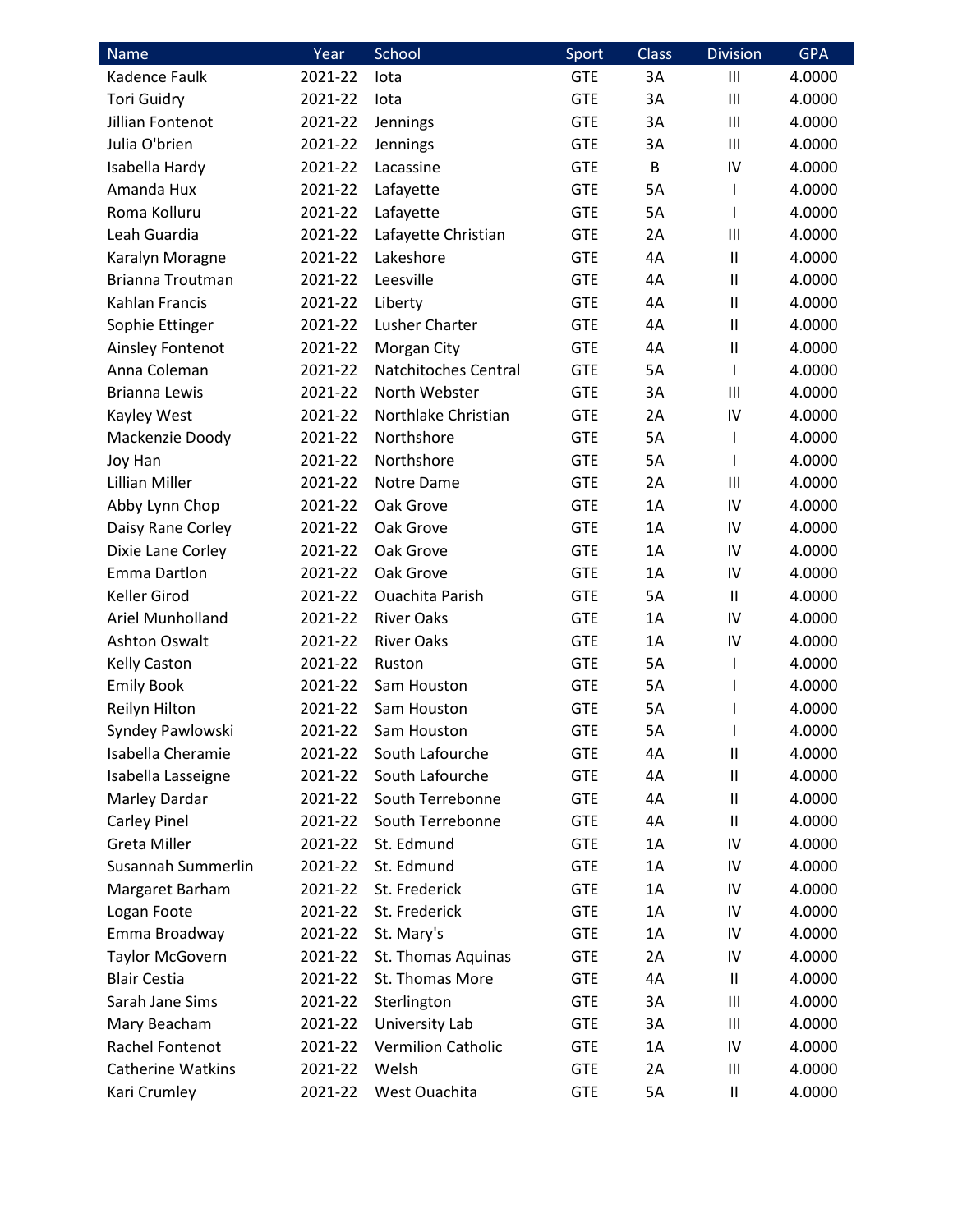| Name | Year | School | Sport | Class | Division | GPA |
|---|---|---|---|---|---|---|
| Kadence Faulk | 2021-22 | Iota | GTE | 3A | III | 4.0000 |
| Tori Guidry | 2021-22 | Iota | GTE | 3A | III | 4.0000 |
| Jillian Fontenot | 2021-22 | Jennings | GTE | 3A | III | 4.0000 |
| Julia O'brien | 2021-22 | Jennings | GTE | 3A | III | 4.0000 |
| Isabella Hardy | 2021-22 | Lacassine | GTE | B | IV | 4.0000 |
| Amanda Hux | 2021-22 | Lafayette | GTE | 5A | I | 4.0000 |
| Roma Kolluru | 2021-22 | Lafayette | GTE | 5A | I | 4.0000 |
| Leah Guardia | 2021-22 | Lafayette Christian | GTE | 2A | III | 4.0000 |
| Karalyn Moragne | 2021-22 | Lakeshore | GTE | 4A | II | 4.0000 |
| Brianna Troutman | 2021-22 | Leesville | GTE | 4A | II | 4.0000 |
| Kahlan Francis | 2021-22 | Liberty | GTE | 4A | II | 4.0000 |
| Sophie Ettinger | 2021-22 | Lusher Charter | GTE | 4A | II | 4.0000 |
| Ainsley Fontenot | 2021-22 | Morgan City | GTE | 4A | II | 4.0000 |
| Anna Coleman | 2021-22 | Natchitoches Central | GTE | 5A | I | 4.0000 |
| Brianna Lewis | 2021-22 | North Webster | GTE | 3A | III | 4.0000 |
| Kayley West | 2021-22 | Northlake Christian | GTE | 2A | IV | 4.0000 |
| Mackenzie Doody | 2021-22 | Northshore | GTE | 5A | I | 4.0000 |
| Joy Han | 2021-22 | Northshore | GTE | 5A | I | 4.0000 |
| Lillian Miller | 2021-22 | Notre Dame | GTE | 2A | III | 4.0000 |
| Abby Lynn Chop | 2021-22 | Oak Grove | GTE | 1A | IV | 4.0000 |
| Daisy Rane Corley | 2021-22 | Oak Grove | GTE | 1A | IV | 4.0000 |
| Dixie Lane Corley | 2021-22 | Oak Grove | GTE | 1A | IV | 4.0000 |
| Emma Dartlon | 2021-22 | Oak Grove | GTE | 1A | IV | 4.0000 |
| Keller Girod | 2021-22 | Ouachita Parish | GTE | 5A | II | 4.0000 |
| Ariel Munholland | 2021-22 | River Oaks | GTE | 1A | IV | 4.0000 |
| Ashton Oswalt | 2021-22 | River Oaks | GTE | 1A | IV | 4.0000 |
| Kelly Caston | 2021-22 | Ruston | GTE | 5A | I | 4.0000 |
| Emily Book | 2021-22 | Sam Houston | GTE | 5A | I | 4.0000 |
| Reilyn Hilton | 2021-22 | Sam Houston | GTE | 5A | I | 4.0000 |
| Syndey Pawlowski | 2021-22 | Sam Houston | GTE | 5A | I | 4.0000 |
| Isabella Cheramie | 2021-22 | South Lafourche | GTE | 4A | II | 4.0000 |
| Isabella Lasseigne | 2021-22 | South Lafourche | GTE | 4A | II | 4.0000 |
| Marley Dardar | 2021-22 | South Terrebonne | GTE | 4A | II | 4.0000 |
| Carley Pinel | 2021-22 | South Terrebonne | GTE | 4A | II | 4.0000 |
| Greta Miller | 2021-22 | St. Edmund | GTE | 1A | IV | 4.0000 |
| Susannah Summerlin | 2021-22 | St. Edmund | GTE | 1A | IV | 4.0000 |
| Margaret Barham | 2021-22 | St. Frederick | GTE | 1A | IV | 4.0000 |
| Logan Foote | 2021-22 | St. Frederick | GTE | 1A | IV | 4.0000 |
| Emma Broadway | 2021-22 | St. Mary's | GTE | 1A | IV | 4.0000 |
| Taylor McGovern | 2021-22 | St. Thomas Aquinas | GTE | 2A | IV | 4.0000 |
| Blair Cestia | 2021-22 | St. Thomas More | GTE | 4A | II | 4.0000 |
| Sarah Jane Sims | 2021-22 | Sterlington | GTE | 3A | III | 4.0000 |
| Mary Beacham | 2021-22 | University Lab | GTE | 3A | III | 4.0000 |
| Rachel Fontenot | 2021-22 | Vermilion Catholic | GTE | 1A | IV | 4.0000 |
| Catherine Watkins | 2021-22 | Welsh | GTE | 2A | III | 4.0000 |
| Kari Crumley | 2021-22 | West Ouachita | GTE | 5A | II | 4.0000 |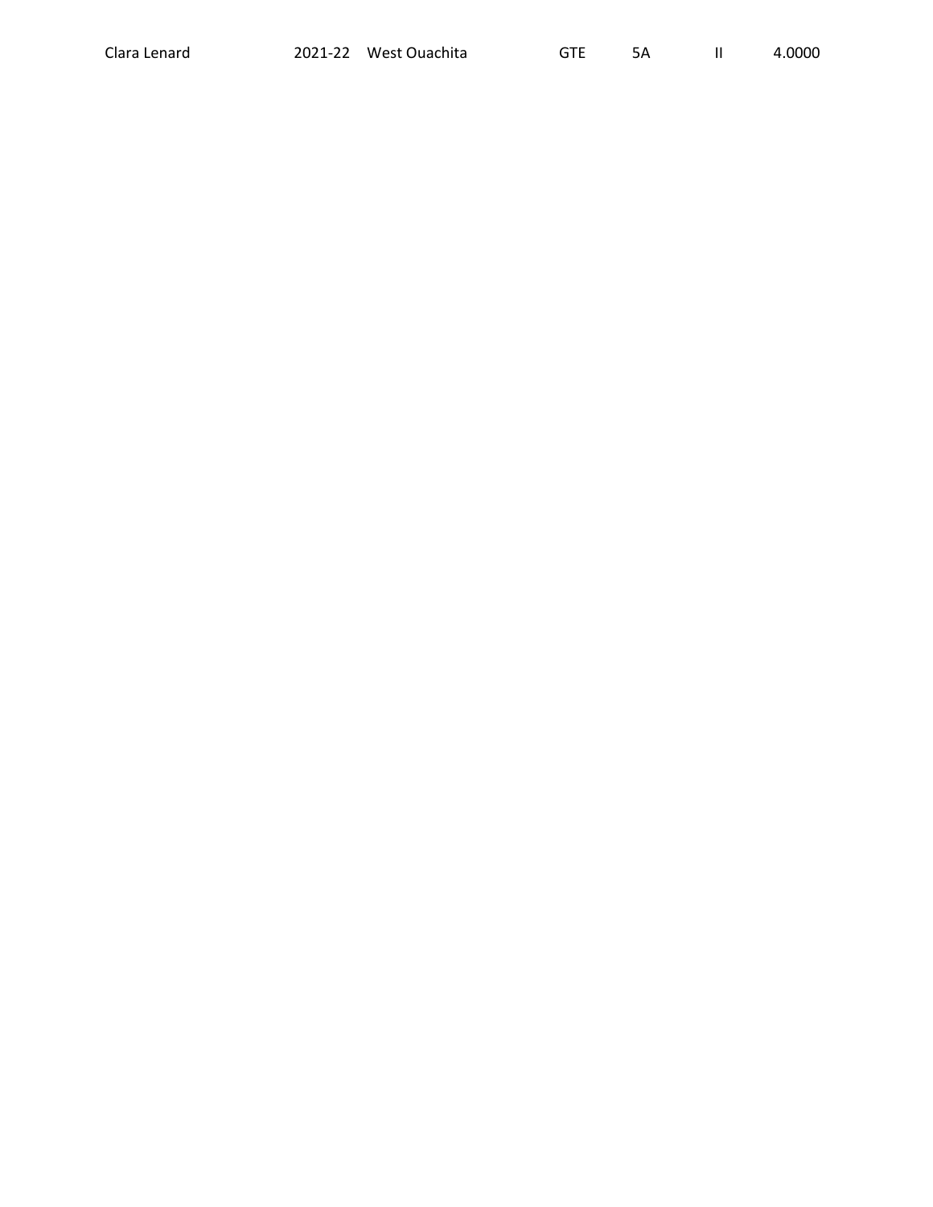| | | | | | | |
|---|---|---|---|---|---|---|
| Clara Lenard | 2021-22 | West Ouachita | GTE | 5A | II | 4.0000 |